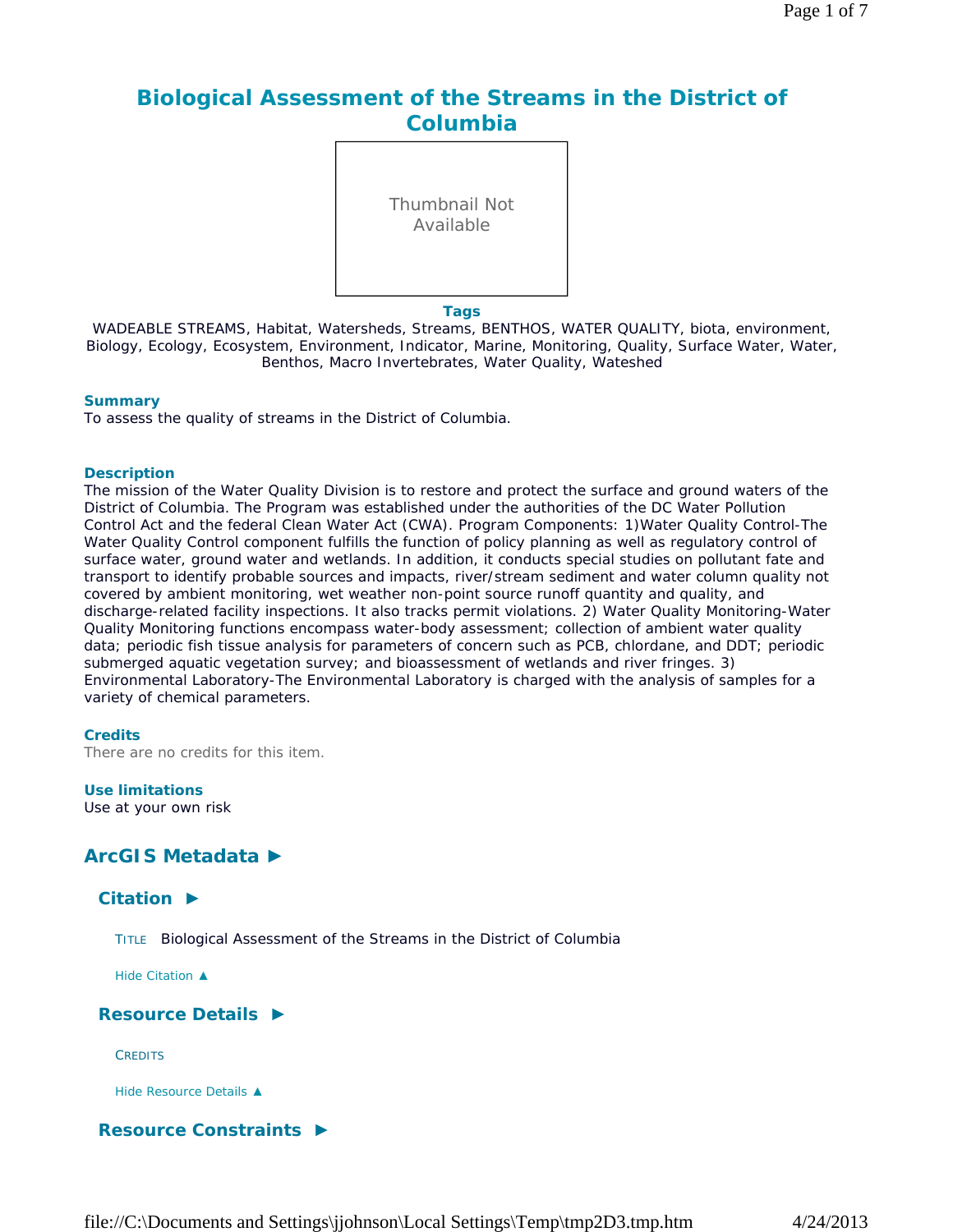# Biological Assessment of the Streams in the District of Columbia

Thumbnail Not Available

**Tags**

WADEABLE STREAMS, Habitat, Watersheds, Streams, BENTHOS, WATER QUALITY, biota, environment, Biology, Ecology, Ecosystem, Environment, Indicator, Marine, Monitoring, Quality, Surface Water, Water, Benthos, Macro Invertebrates, Water Quality, Wateshed

**Summary**

To assess the quality of streams in the District of Columbia.

**Description**

The mission of the Water Quality Division is to restore and protect the surface and ground waters of the District of Columbia. The Program was established under the authorities of the DC Water Pollution Control Act and the federal Clean Water Act (CWA). Program Components: 1)Water Quality Control-The Water Quality Control component fulfills the function of policy planning as well as regulatory control of surface water, ground water and wetlands. In addition, it conducts special studies on pollutant fate and transport to identify probable sources and impacts, river/stream sediment and water column quality not covered by ambient monitoring, wet weather non-point source runoff quantity and quality, and discharge-related facility inspections. It also tracks permit violations. 2) Water Quality Monitoring-Water Quality Monitoring functions encompass water-body assessment; collection of ambient water quality data; periodic fish tissue analysis for parameters of concern such as PCB, chlordane, and DDT; periodic submerged aquatic vegetation survey; and bioassessment of wetlands and river fringes. 3) Environmental Laboratory-The Environmental Laboratory is charged with the analysis of samples for a variety of chemical parameters.

**Credits**

There are no credits for this item.

**Use limitations**

Use at your own risk

## ArcGIS Metadata ►

### Citation ►

TITLE Biological Assessment of the Streams in the District of Columbia

Hide Citation ▲

### Resource Details ►

CREDITS

Hide Resource Details ▲

### Resource Constraints ►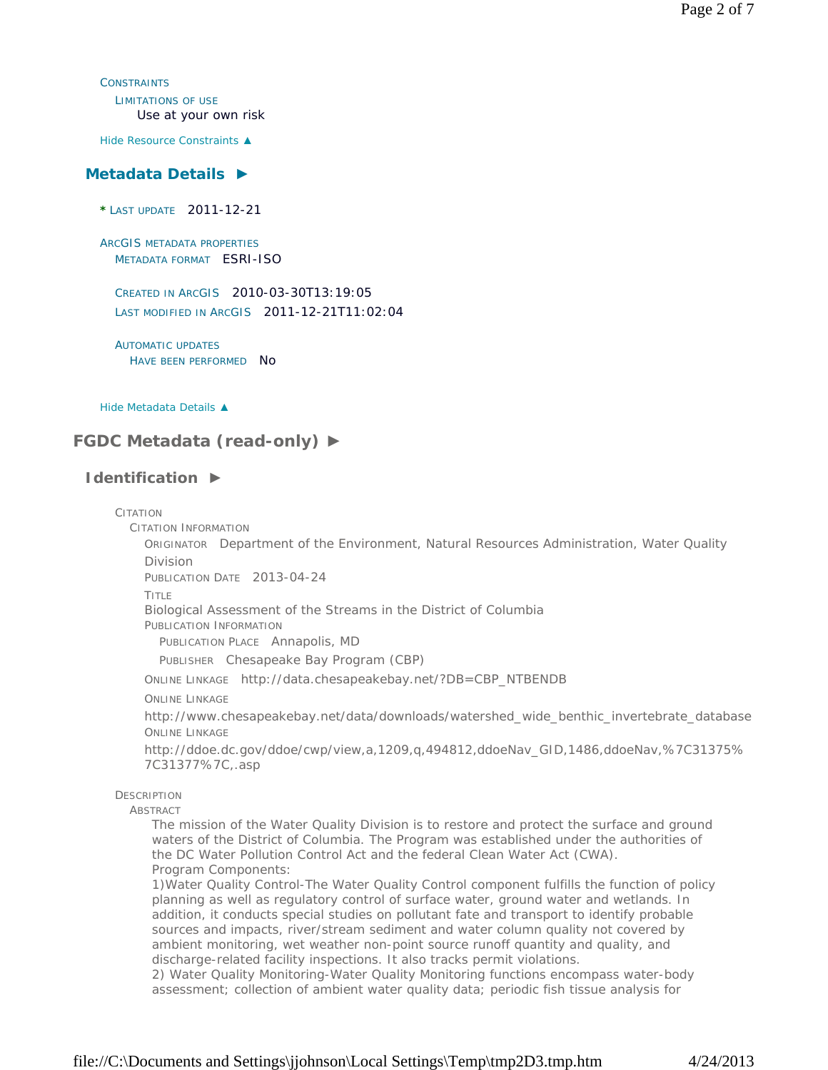CONSTRAINTS

LIMITATIONS OF USE

Use at your own risk

Hide Resource Constraints ▲

## Metadata Details ►

* LAST UPDATE 2011-12-21

ARCGIS METADATA PROPERTIES

METADATA FORMAT ESRI-ISO

CREATED IN ARCGIS 2010-03-30T13:19:05

LAST MODIFIED IN ARCGIS 2011-12-21T11:02:04

AUTOMATIC UPDATES

HAVE BEEN PERFORMED No

Hide Metadata Details ▲

# FGDC Metadata (read-only) ►

## Identification ►

CITATION

CITATION INFORMATION

ORIGINATOR Department of the Environment, Natural Resources Administration, Water Quality Division

PUBLICATION DATE 2013-04-24

TITLE

Biological Assessment of the Streams in the District of Columbia

PUBLICATION INFORMATION

PUBLICATION PLACE Annapolis, MD

PUBLISHER Chesapeake Bay Program (CBP)

ONLINE LINKAGE http://data.chesapeakebay.net/?DB=CBP_NTBENDB

ONLINE LINKAGE

http://www.chesapeakebay.net/data/downloads/watershed_wide_benthic_invertebrate_database

ONLINE LINKAGE

http://ddoe.dc.gov/ddoe/cwp/view,a,1209,q,494812,ddoeNav_GID,1486,ddoeNav,%7C31375%7C31377%7C,.asp

DESCRIPTION

ABSTRACT

The mission of the Water Quality Division is to restore and protect the surface and ground waters of the District of Columbia. The Program was established under the authorities of the DC Water Pollution Control Act and the federal Clean Water Act (CWA).

Program Components:

1)Water Quality Control-The Water Quality Control component fulfills the function of policy planning as well as regulatory control of surface water, ground water and wetlands. In addition, it conducts special studies on pollutant fate and transport to identify probable sources and impacts, river/stream sediment and water column quality not covered by ambient monitoring, wet weather non-point source runoff quantity and quality, and discharge-related facility inspections. It also tracks permit violations.

2) Water Quality Monitoring-Water Quality Monitoring functions encompass water-body assessment; collection of ambient water quality data; periodic fish tissue analysis for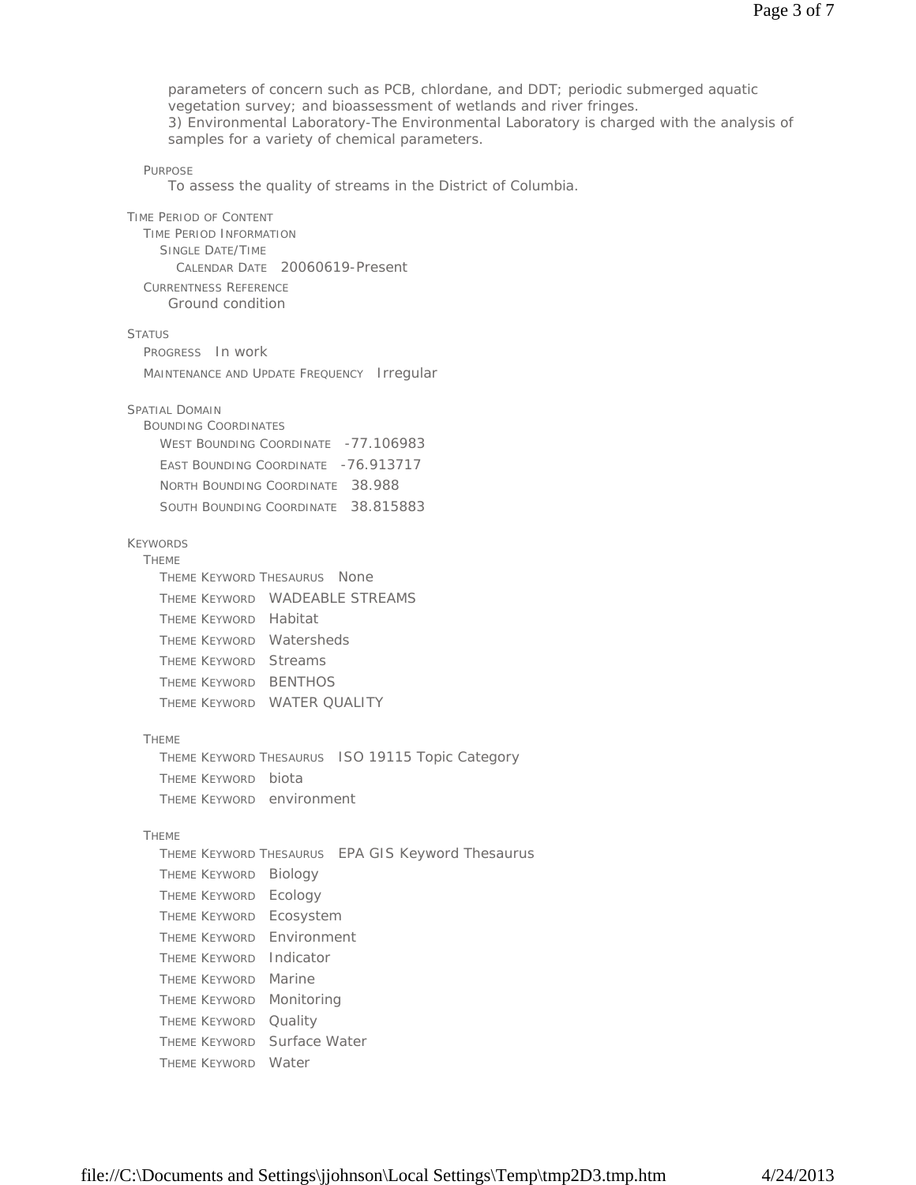parameters of concern such as PCB, chlordane, and DDT; periodic submerged aquatic vegetation survey; and bioassessment of wetlands and river fringes.
3) Environmental Laboratory-The Environmental Laboratory is charged with the analysis of samples for a variety of chemical parameters.

PURPOSE
To assess the quality of streams in the District of Columbia.

TIME PERIOD OF CONTENT
- TIME PERIOD INFORMATION
  - SINGLE DATE/TIME
    - CALENDAR DATE 20060619-Present
- CURRENTNESS REFERENCE
  Ground condition

STATUS
- PROGRESS In work
- MAINTENANCE AND UPDATE FREQUENCY Irregular

SPATIAL DOMAIN
- BOUNDING COORDINATES
  - WEST BOUNDING COORDINATE -77.106983
  - EAST BOUNDING COORDINATE -76.913717
  - NORTH BOUNDING COORDINATE 38.988
  - SOUTH BOUNDING COORDINATE 38.815883

KEYWORDS
- THEME
  - THEME KEYWORD THESAURUS None
  - THEME KEYWORD WADEABLE STREAMS
  - THEME KEYWORD Habitat
  - THEME KEYWORD Watersheds
  - THEME KEYWORD Streams
  - THEME KEYWORD BENTHOS
  - THEME KEYWORD WATER QUALITY
- THEME
  - THEME KEYWORD THESAURUS ISO 19115 Topic Category
  - THEME KEYWORD biota
  - THEME KEYWORD environment
- THEME
  - THEME KEYWORD THESAURUS EPA GIS Keyword Thesaurus
  - THEME KEYWORD Biology
  - THEME KEYWORD Ecology
  - THEME KEYWORD Ecosystem
  - THEME KEYWORD Environment
  - THEME KEYWORD Indicator
  - THEME KEYWORD Marine
  - THEME KEYWORD Monitoring
  - THEME KEYWORD Quality
  - THEME KEYWORD Surface Water
  - THEME KEYWORD Water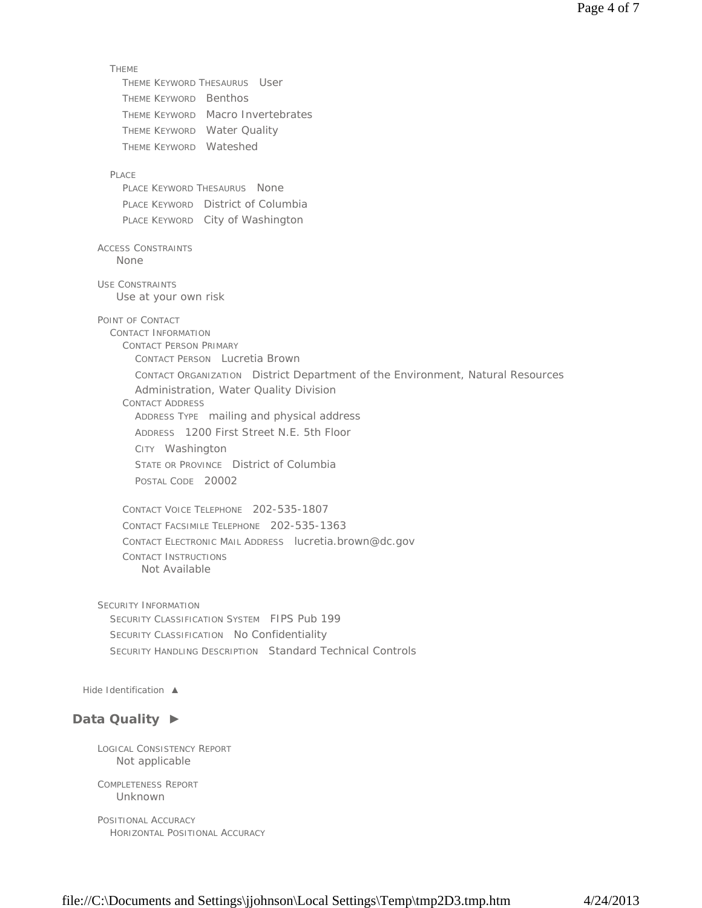THEME
- THEME KEYWORD THESAURUS User
- THEME KEYWORD Benthos
- THEME KEYWORD Macro Invertebrates
- THEME KEYWORD Water Quality
- THEME KEYWORD Wateshed

PLACE
- PLACE KEYWORD THESAURUS None
- PLACE KEYWORD District of Columbia
- PLACE KEYWORD City of Washington

ACCESS CONSTRAINTS
None

USE CONSTRAINTS
Use at your own risk

POINT OF CONTACT
CONTACT INFORMATION
CONTACT PERSON PRIMARY
- CONTACT PERSON Lucretia Brown
- CONTACT ORGANIZATION District Department of the Environment, Natural Resources Administration, Water Quality Division

CONTACT ADDRESS
- ADDRESS TYPE mailing and physical address
- ADDRESS 1200 First Street N.E. 5th Floor
- CITY Washington
- STATE OR PROVINCE District of Columbia
- POSTAL CODE 20002

- CONTACT VOICE TELEPHONE 202-535-1807
- CONTACT FACSIMILE TELEPHONE 202-535-1363
- CONTACT ELECTRONIC MAIL ADDRESS lucretia.brown@dc.gov
- CONTACT INSTRUCTIONS
  Not Available

SECURITY INFORMATION
- SECURITY CLASSIFICATION SYSTEM FIPS Pub 199
- SECURITY CLASSIFICATION No Confidentiality
- SECURITY HANDLING DESCRIPTION Standard Technical Controls

Hide Identification ▲

## Data Quality ►

LOGICAL CONSISTENCY REPORT
Not applicable

COMPLETENESS REPORT
Unknown

POSITIONAL ACCURACY
HORIZONTAL POSITIONAL ACCURACY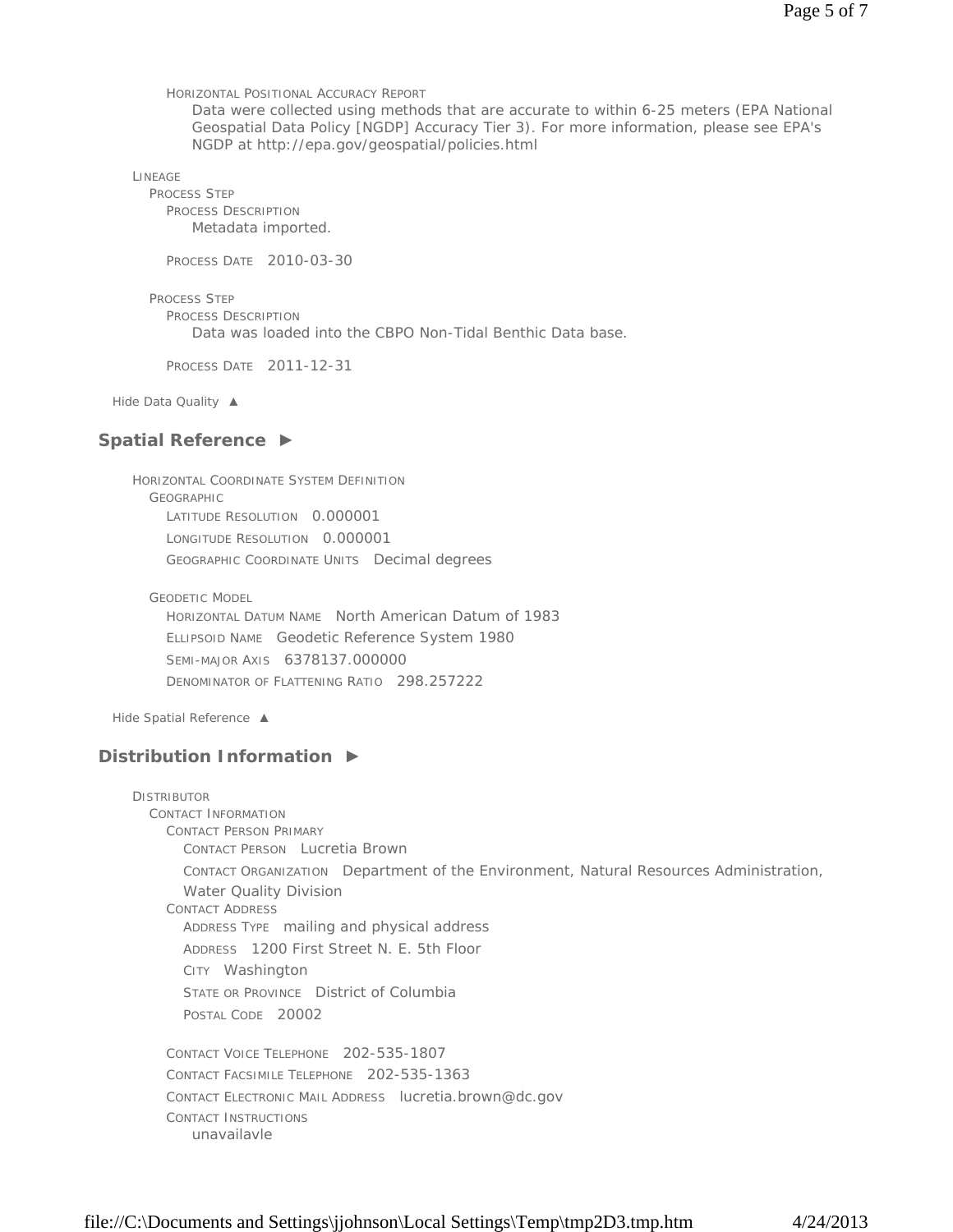HORIZONTAL POSITIONAL ACCURACY REPORT

Data were collected using methods that are accurate to within 6-25 meters (EPA National Geospatial Data Policy [NGDP] Accuracy Tier 3). For more information, please see EPA's NGDP at http://epa.gov/geospatial/policies.html

LINEAGE

PROCESS STEP

PROCESS DESCRIPTION

Metadata imported.

PROCESS DATE 2010-03-30

PROCESS STEP

PROCESS DESCRIPTION

Data was loaded into the CBPO Non-Tidal Benthic Data base.

PROCESS DATE 2011-12-31

Hide Data Quality ▲

## Spatial Reference ►

HORIZONTAL COORDINATE SYSTEM DEFINITION

GEOGRAPHIC

LATITUDE RESOLUTION 0.000001

LONGITUDE RESOLUTION 0.000001

GEOGRAPHIC COORDINATE UNITS Decimal degrees

GEODETIC MODEL

HORIZONTAL DATUM NAME North American Datum of 1983

ELLIPSOID NAME Geodetic Reference System 1980

SEMI-MAJOR AXIS 6378137.000000

DENOMINATOR OF FLATTENING RATIO 298.257222

Hide Spatial Reference ▲

## Distribution Information ►

DISTRIBUTOR

CONTACT INFORMATION

CONTACT PERSON PRIMARY

CONTACT PERSON Lucretia Brown

CONTACT ORGANIZATION Department of the Environment, Natural Resources Administration, Water Quality Division

CONTACT ADDRESS

ADDRESS TYPE mailing and physical address

ADDRESS 1200 First Street N. E. 5th Floor

CITY Washington

STATE OR PROVINCE District of Columbia

POSTAL CODE 20002

CONTACT VOICE TELEPHONE 202-535-1807

CONTACT FACSIMILE TELEPHONE 202-535-1363

CONTACT ELECTRONIC MAIL ADDRESS lucretia.brown@dc.gov

CONTACT INSTRUCTIONS

unavailavle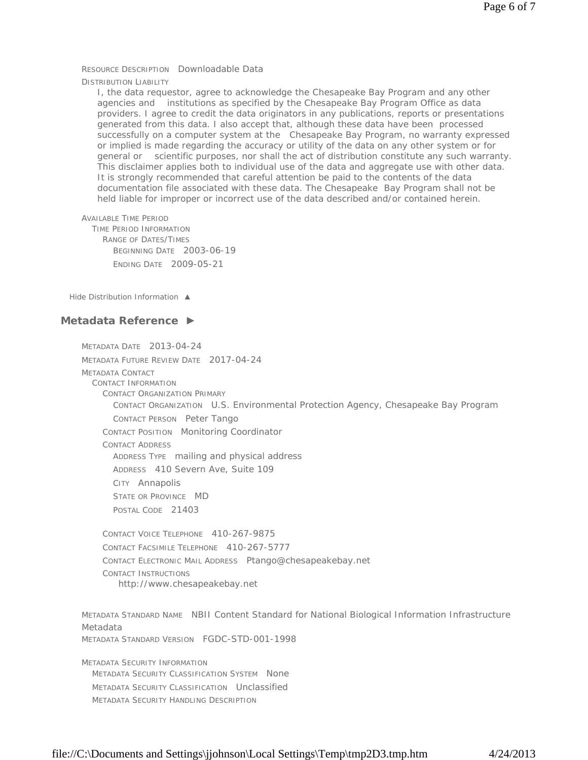RESOURCE DESCRIPTION Downloadable Data

DISTRIBUTION LIABILITY

I, the data requestor, agree to acknowledge the Chesapeake Bay Program and any other agencies and institutions as specified by the Chesapeake Bay Program Office as data providers. I agree to credit the data originators in any publications, reports or presentations generated from this data. I also accept that, although these data have been processed successfully on a computer system at the Chesapeake Bay Program, no warranty expressed or implied is made regarding the accuracy or utility of the data on any other system or for general or scientific purposes, nor shall the act of distribution constitute any such warranty. This disclaimer applies both to individual use of the data and aggregate use with other data. It is strongly recommended that careful attention be paid to the contents of the data documentation file associated with these data. The Chesapeake Bay Program shall not be held liable for improper or incorrect use of the data described and/or contained herein.

AVAILABLE TIME PERIOD
- TIME PERIOD INFORMATION
  - RANGE OF DATES/TIMES
    - BEGINNING DATE 2003-06-19
    - ENDING DATE 2009-05-21

Hide Distribution Information ▲

## Metadata Reference ►

METADATA DATE 2013-04-24

METADATA FUTURE REVIEW DATE 2017-04-24

METADATA CONTACT
- CONTACT INFORMATION
  - CONTACT ORGANIZATION PRIMARY
    - CONTACT ORGANIZATION U.S. Environmental Protection Agency, Chesapeake Bay Program
    - CONTACT PERSON Peter Tango
  - CONTACT POSITION Monitoring Coordinator
  - CONTACT ADDRESS
    - ADDRESS TYPE mailing and physical address
    - ADDRESS 410 Severn Ave, Suite 109
    - CITY Annapolis
    - STATE OR PROVINCE MD
    - POSTAL CODE 21403
  - CONTACT VOICE TELEPHONE 410-267-9875
  - CONTACT FACSIMILE TELEPHONE 410-267-5777
  - CONTACT ELECTRONIC MAIL ADDRESS Ptango@chesapeakebay.net
  - CONTACT INSTRUCTIONS
    - http://www.chesapeakebay.net

METADATA STANDARD NAME NBII Content Standard for National Biological Information Infrastructure Metadata

METADATA STANDARD VERSION FGDC-STD-001-1998

METADATA SECURITY INFORMATION
- METADATA SECURITY CLASSIFICATION SYSTEM None
- METADATA SECURITY CLASSIFICATION Unclassified
- METADATA SECURITY HANDLING DESCRIPTION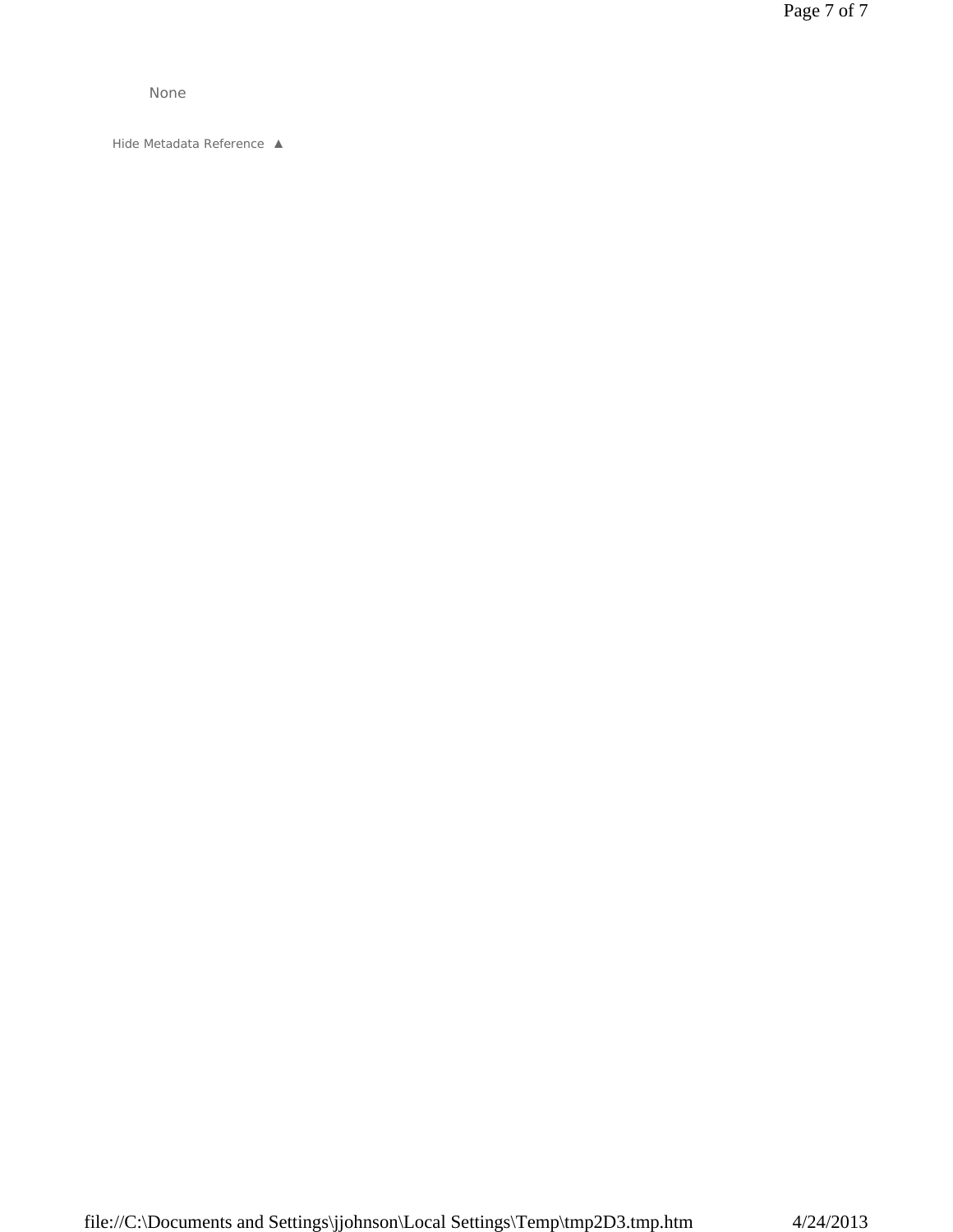None

Hide Metadata Reference ▲